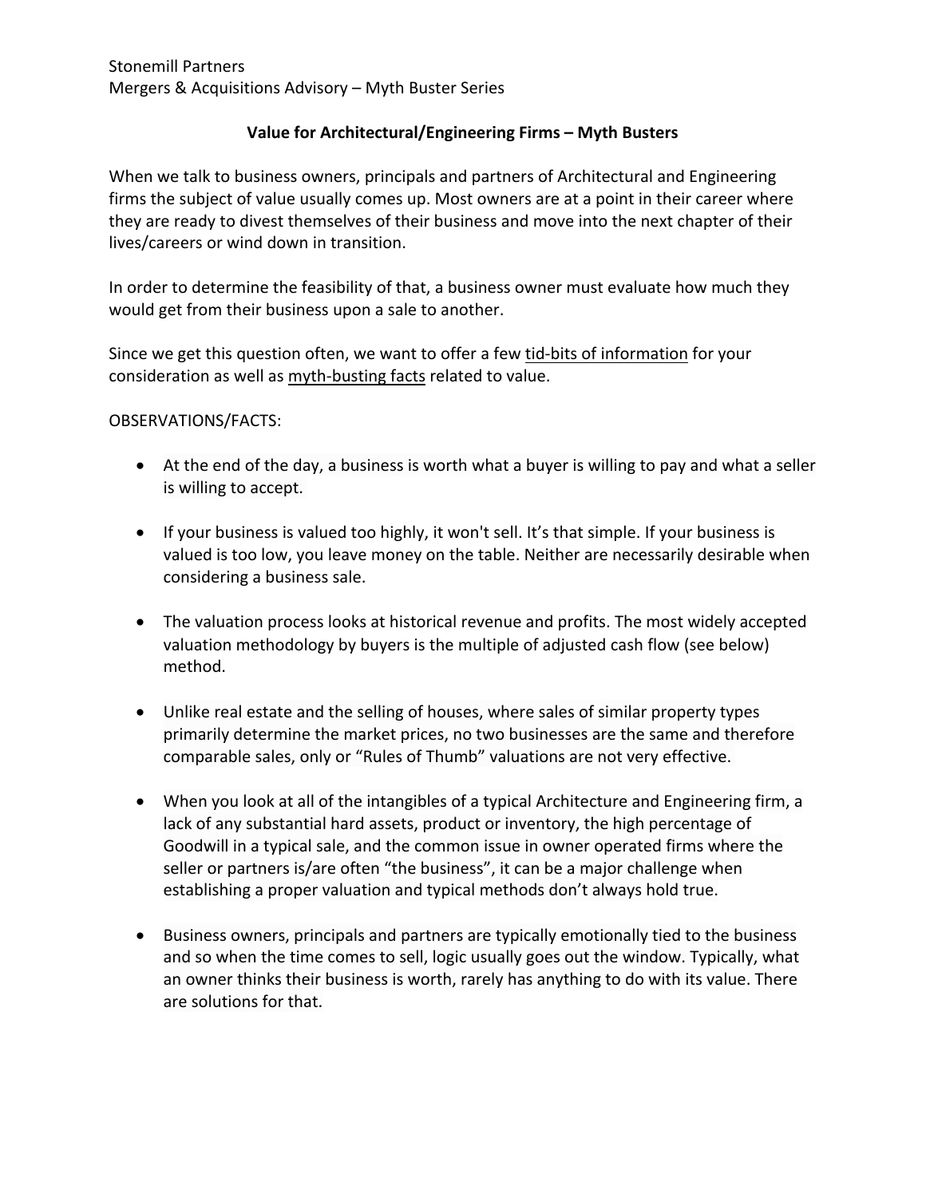Stonemill Partners
Mergers & Acquisitions Advisory – Myth Buster Series

## Value for Architectural/Engineering Firms – Myth Busters

When we talk to business owners, principals and partners of Architectural and Engineering firms the subject of value usually comes up. Most owners are at a point in their career where they are ready to divest themselves of their business and move into the next chapter of their lives/careers or wind down in transition.

In order to determine the feasibility of that, a business owner must evaluate how much they would get from their business upon a sale to another.

Since we get this question often, we want to offer a few <u>tid-bits of information</u> for your consideration as well as <u>myth-busting facts</u> related to value.

OBSERVATIONS/FACTS:

- At the end of the day, a business is worth what a buyer is willing to pay and what a seller is willing to accept.
- If your business is valued too highly, it won't sell. It's that simple. If your business is valued is too low, you leave money on the table. Neither are necessarily desirable when considering a business sale.
- The valuation process looks at historical revenue and profits. The most widely accepted valuation methodology by buyers is the multiple of adjusted cash flow (see below) method.
- Unlike real estate and the selling of houses, where sales of similar property types primarily determine the market prices, no two businesses are the same and therefore comparable sales, only or "Rules of Thumb" valuations are not very effective.
- When you look at all of the intangibles of a typical Architecture and Engineering firm, a lack of any substantial hard assets, product or inventory, the high percentage of Goodwill in a typical sale, and the common issue in owner operated firms where the seller or partners is/are often "the business", it can be a major challenge when establishing a proper valuation and typical methods don't always hold true.
- Business owners, principals and partners are typically emotionally tied to the business and so when the time comes to sell, logic usually goes out the window. Typically, what an owner thinks their business is worth, rarely has anything to do with its value. There are solutions for that.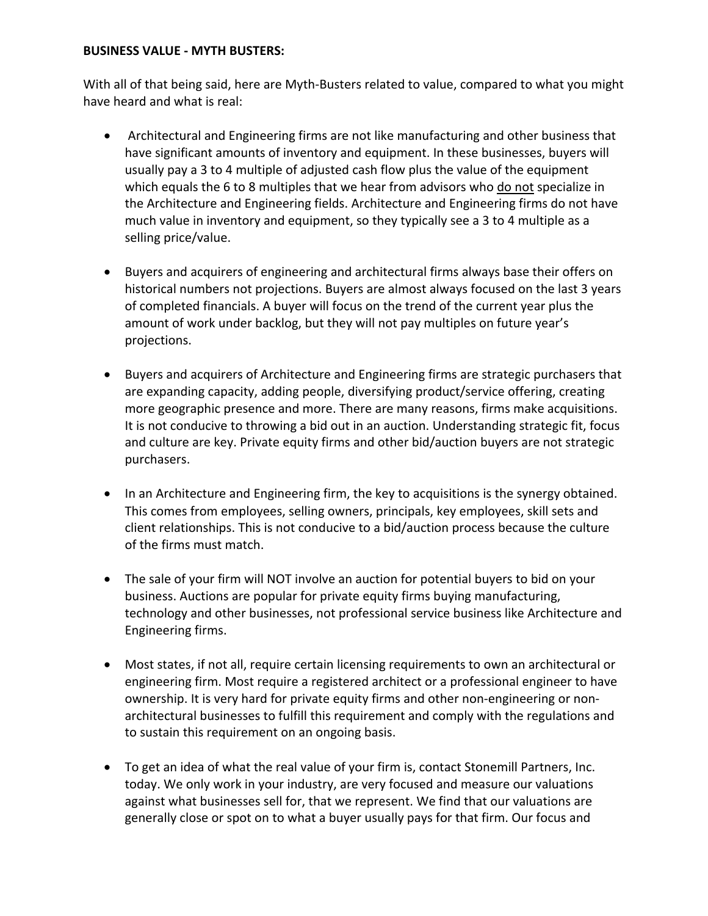**BUSINESS VALUE - MYTH BUSTERS:**

With all of that being said, here are Myth-Busters related to value, compared to what you might have heard and what is real:

- Architectural and Engineering firms are not like manufacturing and other business that have significant amounts of inventory and equipment. In these businesses, buyers will usually pay a 3 to 4 multiple of adjusted cash flow plus the value of the equipment which equals the 6 to 8 multiples that we hear from advisors who <u>do not</u> specialize in the Architecture and Engineering fields. Architecture and Engineering firms do not have much value in inventory and equipment, so they typically see a 3 to 4 multiple as a selling price/value.

- Buyers and acquirers of engineering and architectural firms always base their offers on historical numbers not projections. Buyers are almost always focused on the last 3 years of completed financials. A buyer will focus on the trend of the current year plus the amount of work under backlog, but they will not pay multiples on future year's projections.

- Buyers and acquirers of Architecture and Engineering firms are strategic purchasers that are expanding capacity, adding people, diversifying product/service offering, creating more geographic presence and more. There are many reasons, firms make acquisitions. It is not conducive to throwing a bid out in an auction. Understanding strategic fit, focus and culture are key. Private equity firms and other bid/auction buyers are not strategic purchasers.

- In an Architecture and Engineering firm, the key to acquisitions is the synergy obtained. This comes from employees, selling owners, principals, key employees, skill sets and client relationships. This is not conducive to a bid/auction process because the culture of the firms must match.

- The sale of your firm will NOT involve an auction for potential buyers to bid on your business. Auctions are popular for private equity firms buying manufacturing, technology and other businesses, not professional service business like Architecture and Engineering firms.

- Most states, if not all, require certain licensing requirements to own an architectural or engineering firm. Most require a registered architect or a professional engineer to have ownership. It is very hard for private equity firms and other non-engineering or non-architectural businesses to fulfill this requirement and comply with the regulations and to sustain this requirement on an ongoing basis.

- To get an idea of what the real value of your firm is, contact Stonemill Partners, Inc. today. We only work in your industry, are very focused and measure our valuations against what businesses sell for, that we represent. We find that our valuations are generally close or spot on to what a buyer usually pays for that firm. Our focus and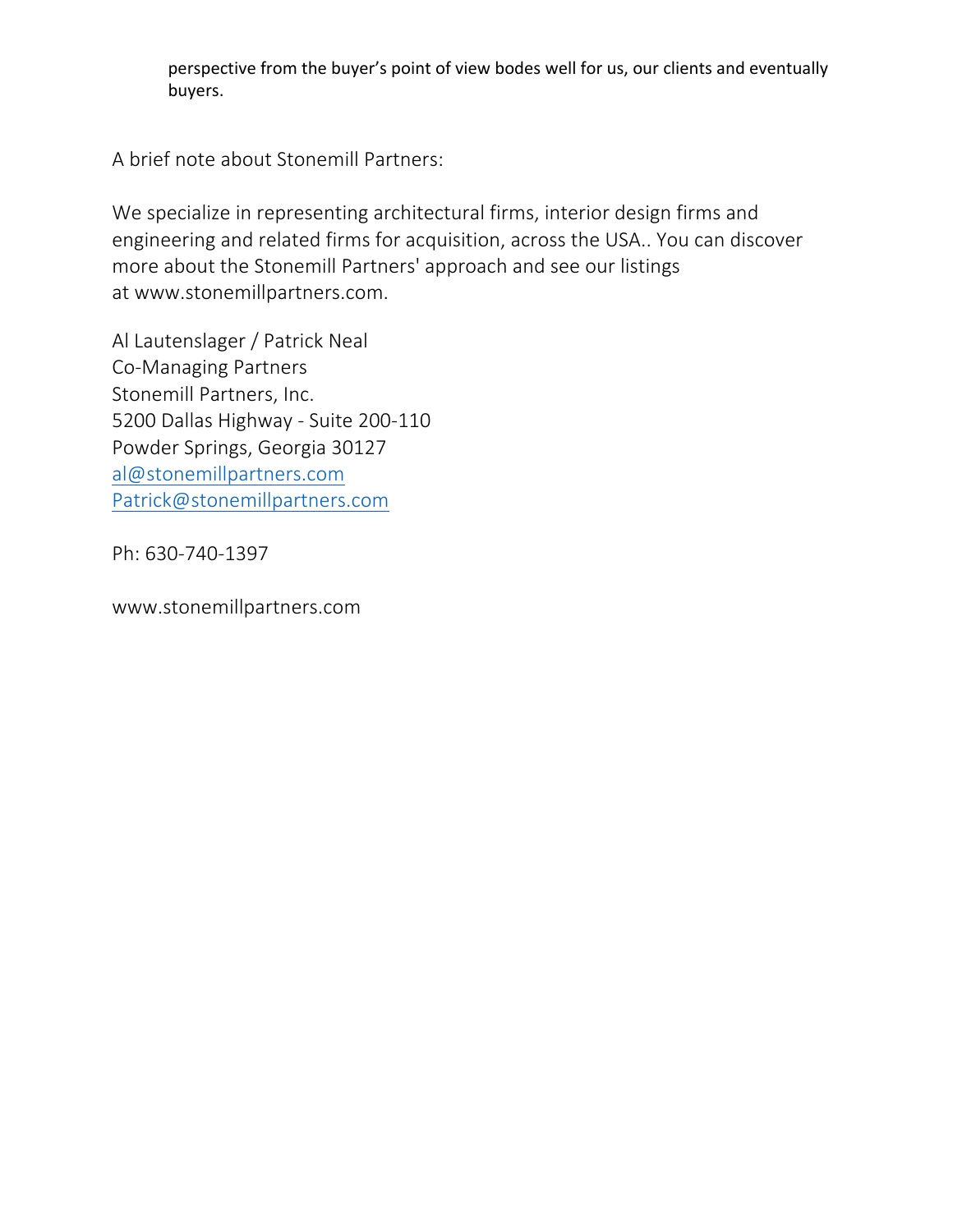perspective from the buyer's point of view bodes well for us, our clients and eventually buyers.

A brief note about Stonemill Partners:

We specialize in representing architectural firms, interior design firms and engineering and related firms for acquisition, across the USA.. You can discover more about the Stonemill Partners' approach and see our listings at www.stonemillpartners.com.

Al Lautenslager / Patrick Neal
Co-Managing Partners
Stonemill Partners, Inc.
5200 Dallas Highway - Suite 200-110
Powder Springs, Georgia 30127
al@stonemillpartners.com
Patrick@stonemillpartners.com

Ph: 630-740-1397

www.stonemillpartners.com